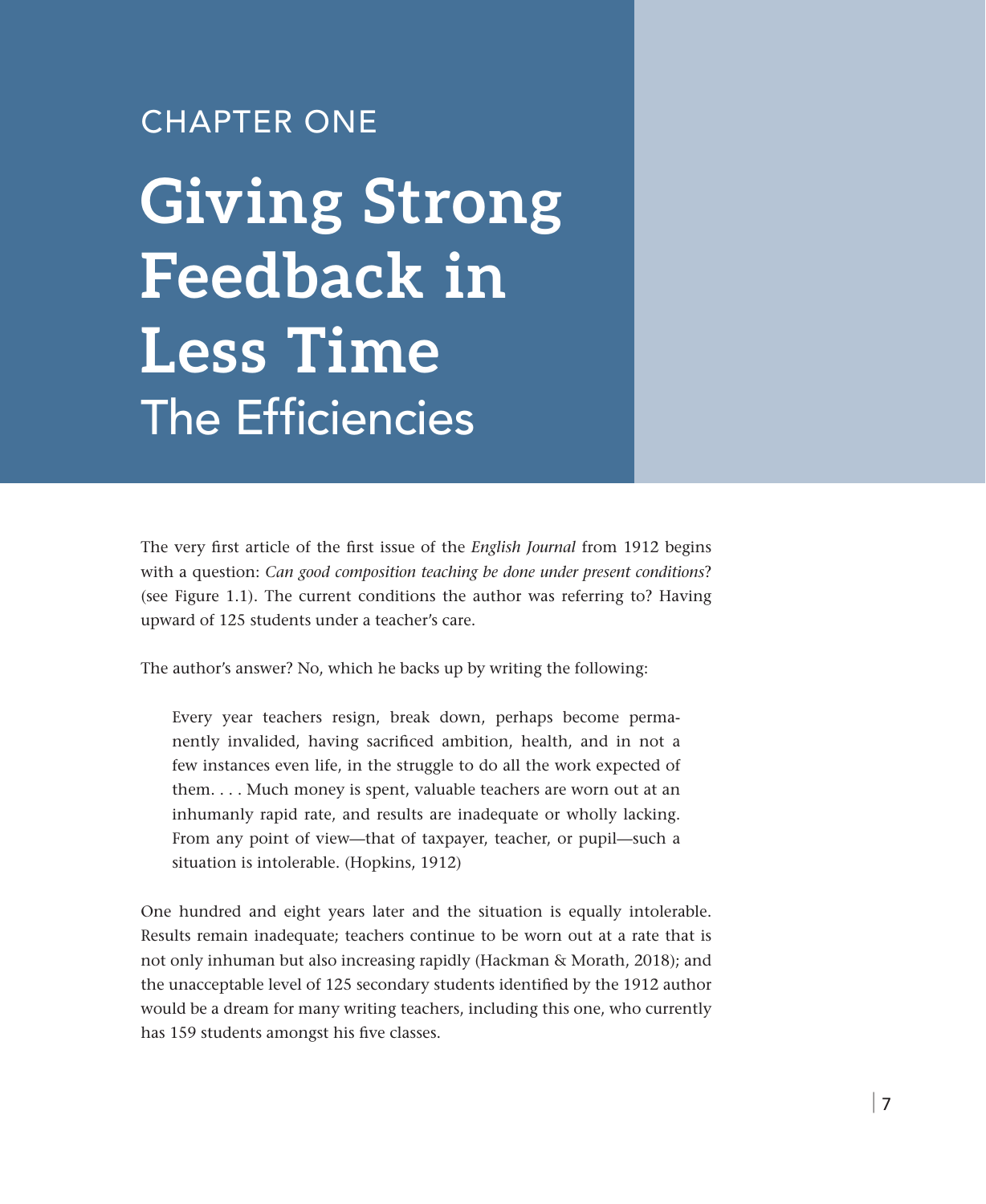CHAPTER ONE

# Giving Strong Feedback in Less Time

## The Efficiencies

The very first article of the first issue of the *English Journal* from 1912 begins with a question: *Can good composition teaching be done under present conditions*? (see Figure 1.1). The current conditions the author was referring to? Having upward of 125 students under a teacher's care.

The author's answer? No, which he backs up by writing the following:

> Every year teachers resign, break down, perhaps become permanently invalided, having sacrificed ambition, health, and in not a few instances even life, in the struggle to do all the work expected of them. . . . Much money is spent, valuable teachers are worn out at an inhumanly rapid rate, and results are inadequate or wholly lacking. From any point of view—that of taxpayer, teacher, or pupil—such a situation is intolerable. (Hopkins, 1912)

One hundred and eight years later and the situation is equally intolerable. Results remain inadequate; teachers continue to be worn out at a rate that is not only inhuman but also increasing rapidly (Hackman & Morath, 2018); and the unacceptable level of 125 secondary students identified by the 1912 author would be a dream for many writing teachers, including this one, who currently has 159 students amongst his five classes.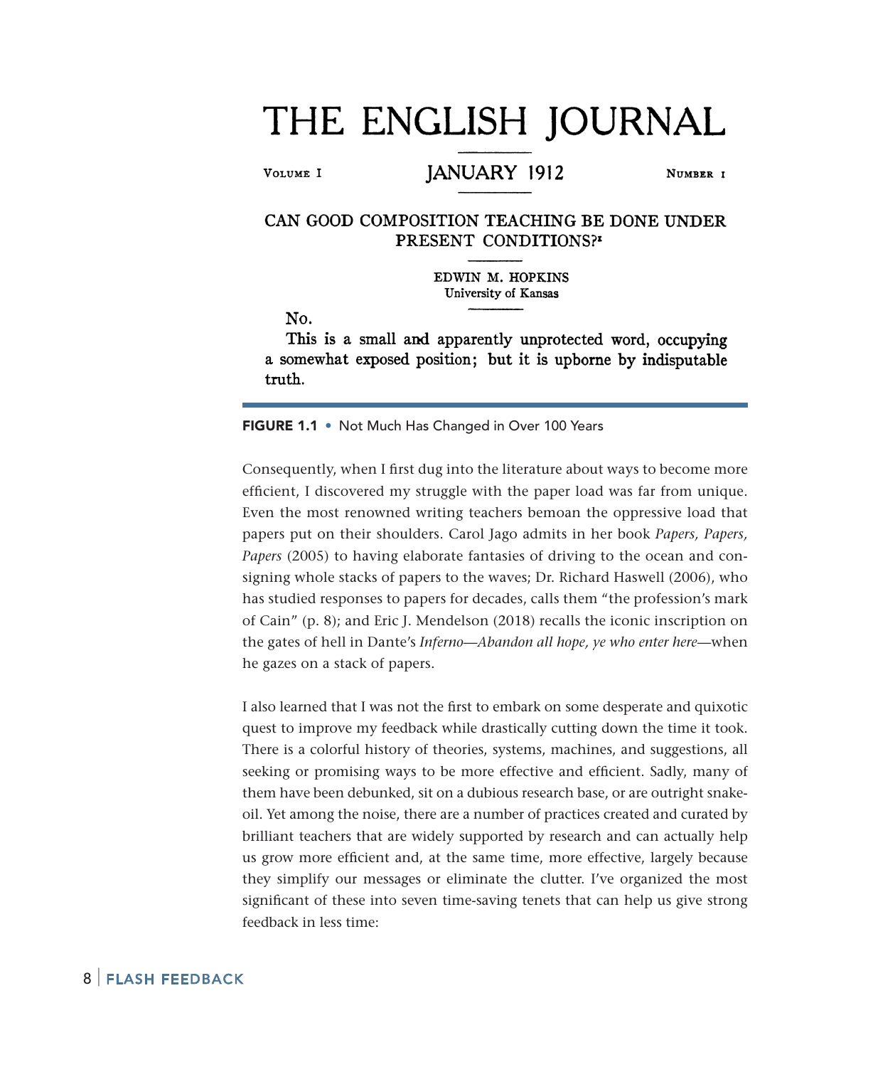# THE ENGLISH JOURNAL

VOLUME I — JANUARY 1912 — NUMBER 1

## CAN GOOD COMPOSITION TEACHING BE DONE UNDER PRESENT CONDITIONS?[1]

EDWIN M. HOPKINS
University of Kansas

No.

This is a small and apparently unprotected word, occupying a somewhat exposed position; but it is upborne by indisputable truth.

**FIGURE 1.1** • Not Much Has Changed in Over 100 Years

Consequently, when I first dug into the literature about ways to become more efficient, I discovered my struggle with the paper load was far from unique. Even the most renowned writing teachers bemoan the oppressive load that papers put on their shoulders. Carol Jago admits in her book *Papers, Papers, Papers* (2005) to having elaborate fantasies of driving to the ocean and consigning whole stacks of papers to the waves; Dr. Richard Haswell (2006), who has studied responses to papers for decades, calls them "the profession's mark of Cain" (p. 8); and Eric J. Mendelson (2018) recalls the iconic inscription on the gates of hell in Dante's *Inferno—Abandon all hope, ye who enter here*—when he gazes on a stack of papers.

I also learned that I was not the first to embark on some desperate and quixotic quest to improve my feedback while drastically cutting down the time it took. There is a colorful history of theories, systems, machines, and suggestions, all seeking or promising ways to be more effective and efficient. Sadly, many of them have been debunked, sit on a dubious research base, or are outright snake-oil. Yet among the noise, there are a number of practices created and curated by brilliant teachers that are widely supported by research and can actually help us grow more efficient and, at the same time, more effective, largely because they simplify our messages or eliminate the clutter. I've organized the most significant of these into seven time-saving tenets that can help us give strong feedback in less time: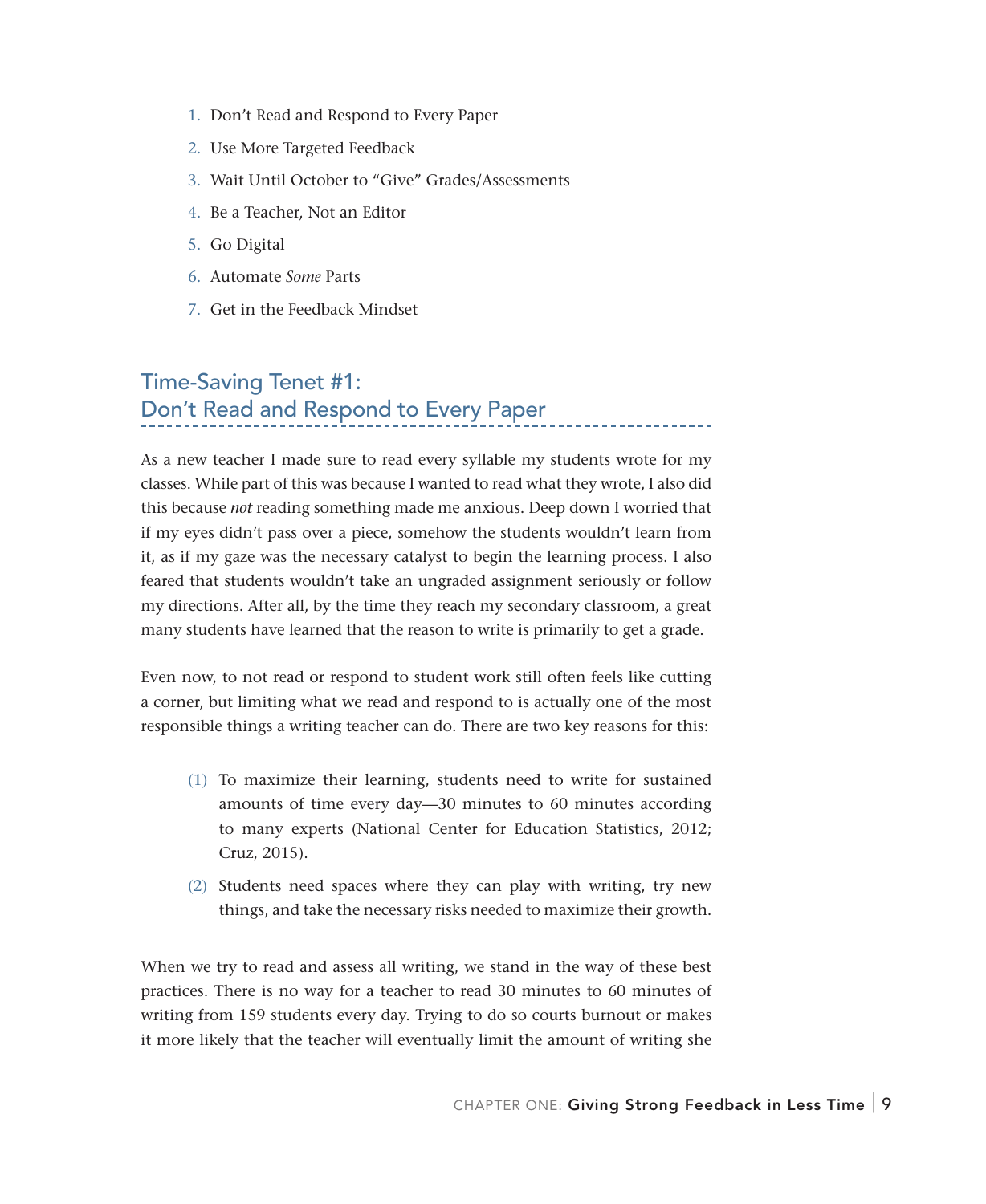1. Don't Read and Respond to Every Paper
2. Use More Targeted Feedback
3. Wait Until October to "Give" Grades/Assessments
4. Be a Teacher, Not an Editor
5. Go Digital
6. Automate *Some* Parts
7. Get in the Feedback Mindset

## Time-Saving Tenet #1: Don't Read and Respond to Every Paper

As a new teacher I made sure to read every syllable my students wrote for my classes. While part of this was because I wanted to read what they wrote, I also did this because *not* reading something made me anxious. Deep down I worried that if my eyes didn't pass over a piece, somehow the students wouldn't learn from it, as if my gaze was the necessary catalyst to begin the learning process. I also feared that students wouldn't take an ungraded assignment seriously or follow my directions. After all, by the time they reach my secondary classroom, a great many students have learned that the reason to write is primarily to get a grade.

Even now, to not read or respond to student work still often feels like cutting a corner, but limiting what we read and respond to is actually one of the most responsible things a writing teacher can do. There are two key reasons for this:

(1) To maximize their learning, students need to write for sustained amounts of time every day—30 minutes to 60 minutes according to many experts (National Center for Education Statistics, 2012; Cruz, 2015).

(2) Students need spaces where they can play with writing, try new things, and take the necessary risks needed to maximize their growth.

When we try to read and assess all writing, we stand in the way of these best practices. There is no way for a teacher to read 30 minutes to 60 minutes of writing from 159 students every day. Trying to do so courts burnout or makes it more likely that the teacher will eventually limit the amount of writing she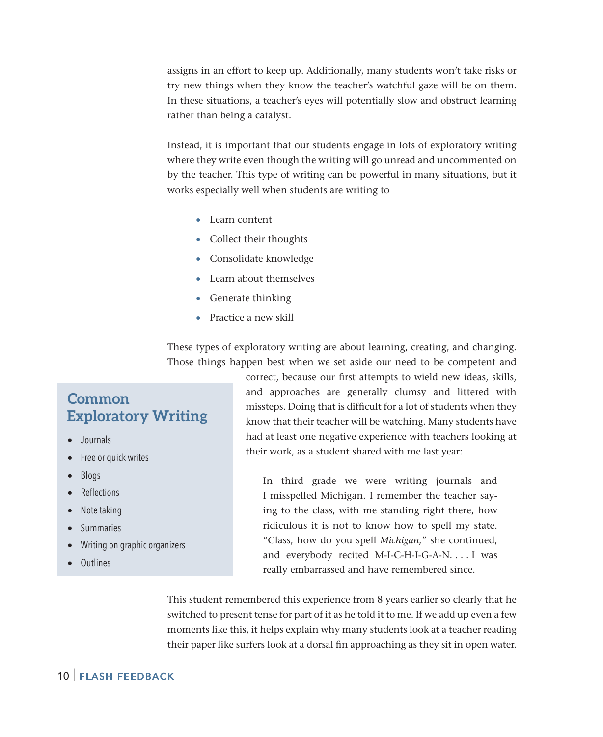assigns in an effort to keep up. Additionally, many students won't take risks or try new things when they know the teacher's watchful gaze will be on them. In these situations, a teacher's eyes will potentially slow and obstruct learning rather than being a catalyst.

Instead, it is important that our students engage in lots of exploratory writing where they write even though the writing will go unread and uncommented on by the teacher. This type of writing can be powerful in many situations, but it works especially well when students are writing to

- Learn content
- Collect their thoughts
- Consolidate knowledge
- Learn about themselves
- Generate thinking
- Practice a new skill

These types of exploratory writing are about learning, creating, and changing. Those things happen best when we set aside our need to be competent and correct, because our first attempts to wield new ideas, skills, and approaches are generally clumsy and littered with missteps. Doing that is difficult for a lot of students when they know that their teacher will be watching. Many students have had at least one negative experience with teachers looking at their work, as a student shared with me last year:

> In third grade we were writing journals and I misspelled Michigan. I remember the teacher saying to the class, with me standing right there, how ridiculous it is not to know how to spell my state. "Class, how do you spell *Michigan*," she continued, and everybody recited M-I-C-H-I-G-A-N. . . . I was really embarrassed and have remembered since.

This student remembered this experience from 8 years earlier so clearly that he switched to present tense for part of it as he told it to me. If we add up even a few moments like this, it helps explain why many students look at a teacher reading their paper like surfers look at a dorsal fin approaching as they sit in open water.

## Common Exploratory Writing

- Journals
- Free or quick writes
- Blogs
- Reflections
- Note taking
- Summaries
- Writing on graphic organizers
- Outlines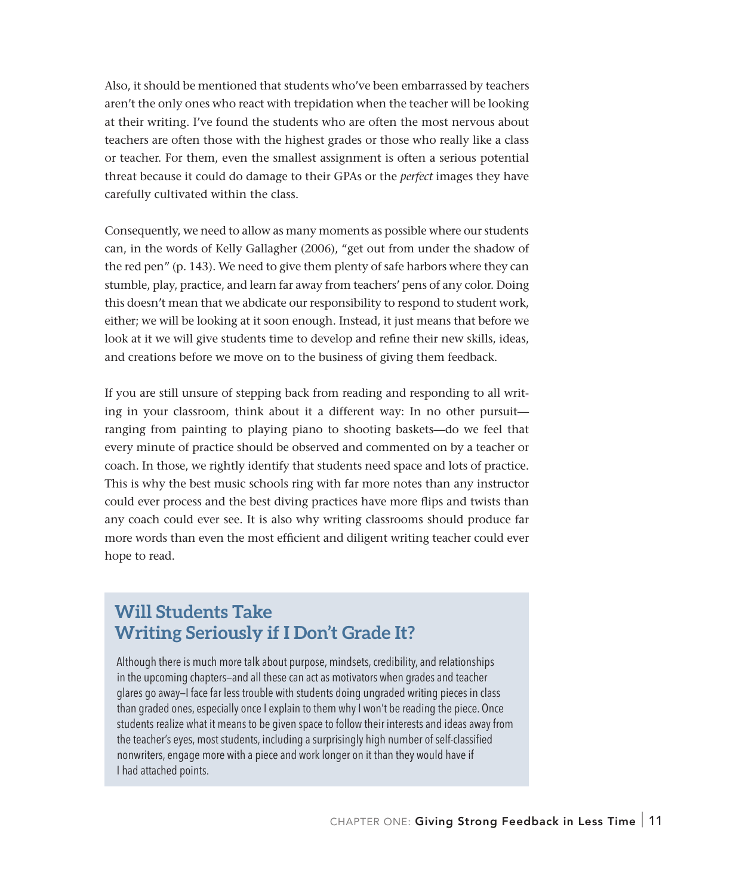Also, it should be mentioned that students who've been embarrassed by teachers aren't the only ones who react with trepidation when the teacher will be looking at their writing. I've found the students who are often the most nervous about teachers are often those with the highest grades or those who really like a class or teacher. For them, even the smallest assignment is often a serious potential threat because it could do damage to their GPAs or the *perfect* images they have carefully cultivated within the class.

Consequently, we need to allow as many moments as possible where our students can, in the words of Kelly Gallagher (2006), "get out from under the shadow of the red pen" (p. 143). We need to give them plenty of safe harbors where they can stumble, play, practice, and learn far away from teachers' pens of any color. Doing this doesn't mean that we abdicate our responsibility to respond to student work, either; we will be looking at it soon enough. Instead, it just means that before we look at it we will give students time to develop and refine their new skills, ideas, and creations before we move on to the business of giving them feedback.

If you are still unsure of stepping back from reading and responding to all writing in your classroom, think about it a different way: In no other pursuit—ranging from painting to playing piano to shooting baskets—do we feel that every minute of practice should be observed and commented on by a teacher or coach. In those, we rightly identify that students need space and lots of practice. This is why the best music schools ring with far more notes than any instructor could ever process and the best diving practices have more flips and twists than any coach could ever see. It is also why writing classrooms should produce far more words than even the most efficient and diligent writing teacher could ever hope to read.

## Will Students Take Writing Seriously if I Don't Grade It?

Although there is much more talk about purpose, mindsets, credibility, and relationships in the upcoming chapters—and all these can act as motivators when grades and teacher glares go away—I face far less trouble with students doing ungraded writing pieces in class than graded ones, especially once I explain to them why I won't be reading the piece. Once students realize what it means to be given space to follow their interests and ideas away from the teacher's eyes, most students, including a surprisingly high number of self-classified nonwriters, engage more with a piece and work longer on it than they would have if I had attached points.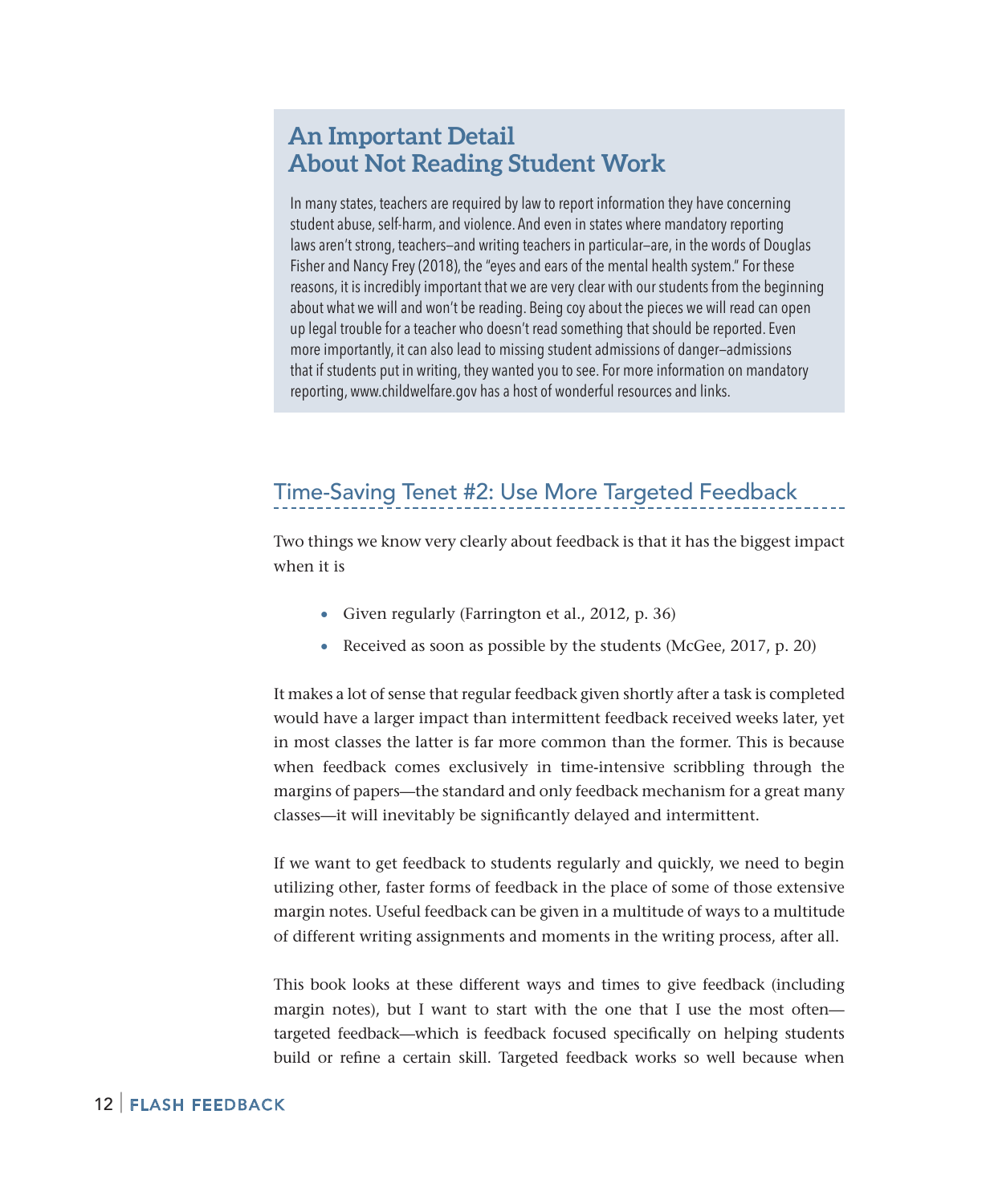## An Important Detail About Not Reading Student Work

In many states, teachers are required by law to report information they have concerning student abuse, self-harm, and violence. And even in states where mandatory reporting laws aren't strong, teachers—and writing teachers in particular—are, in the words of Douglas Fisher and Nancy Frey (2018), the "eyes and ears of the mental health system." For these reasons, it is incredibly important that we are very clear with our students from the beginning about what we will and won't be reading. Being coy about the pieces we will read can open up legal trouble for a teacher who doesn't read something that should be reported. Even more importantly, it can also lead to missing student admissions of danger—admissions that if students put in writing, they wanted you to see. For more information on mandatory reporting, www.childwelfare.gov has a host of wonderful resources and links.

## Time-Saving Tenet #2: Use More Targeted Feedback

Two things we know very clearly about feedback is that it has the biggest impact when it is

- Given regularly (Farrington et al., 2012, p. 36)
- Received as soon as possible by the students (McGee, 2017, p. 20)

It makes a lot of sense that regular feedback given shortly after a task is completed would have a larger impact than intermittent feedback received weeks later, yet in most classes the latter is far more common than the former. This is because when feedback comes exclusively in time-intensive scribbling through the margins of papers—the standard and only feedback mechanism for a great many classes—it will inevitably be significantly delayed and intermittent.

If we want to get feedback to students regularly and quickly, we need to begin utilizing other, faster forms of feedback in the place of some of those extensive margin notes. Useful feedback can be given in a multitude of ways to a multitude of different writing assignments and moments in the writing process, after all.

This book looks at these different ways and times to give feedback (including margin notes), but I want to start with the one that I use the most often—targeted feedback—which is feedback focused specifically on helping students build or refine a certain skill. Targeted feedback works so well because when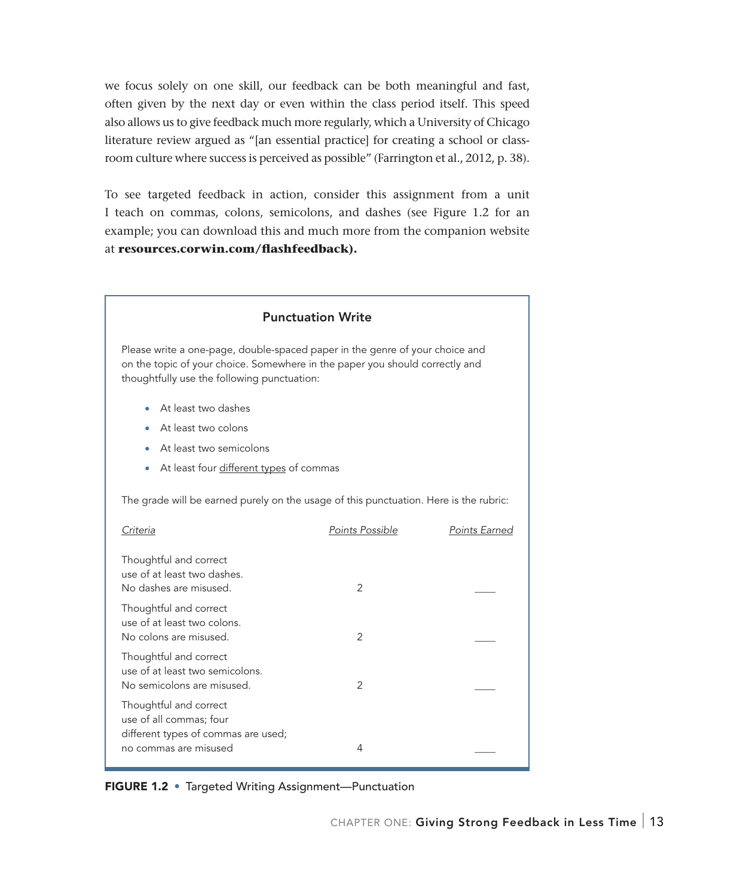we focus solely on one skill, our feedback can be both meaningful and fast, often given by the next day or even within the class period itself. This speed also allows us to give feedback much more regularly, which a University of Chicago literature review argued as "[an essential practice] for creating a school or classroom culture where success is perceived as possible" (Farrington et al., 2012, p. 38).

To see targeted feedback in action, consider this assignment from a unit I teach on commas, colons, semicolons, and dashes (see Figure 1.2 for an example; you can download this and much more from the companion website at **resources.corwin.com/flashfeedback).**

### Punctuation Write

Please write a one-page, double-spaced paper in the genre of your choice and on the topic of your choice. Somewhere in the paper you should correctly and thoughtfully use the following punctuation:

- At least two dashes
- At least two colons
- At least two semicolons
- At least four <u>different types</u> of commas

The grade will be earned purely on the usage of this punctuation. Here is the rubric:

| *Criteria* | *Points Possible* | *Points Earned* |
|---|---|---|
| Thoughtful and correct use of at least two dashes. No dashes are misused. | 2 | ____ |
| Thoughtful and correct use of at least two colons. No colons are misused. | 2 | ____ |
| Thoughtful and correct use of at least two semicolons. No semicolons are misused. | 2 | ____ |
| Thoughtful and correct use of all commas; four different types of commas are used; no commas are misused | 4 | ____ |

**FIGURE 1.2** • Targeted Writing Assignment—Punctuation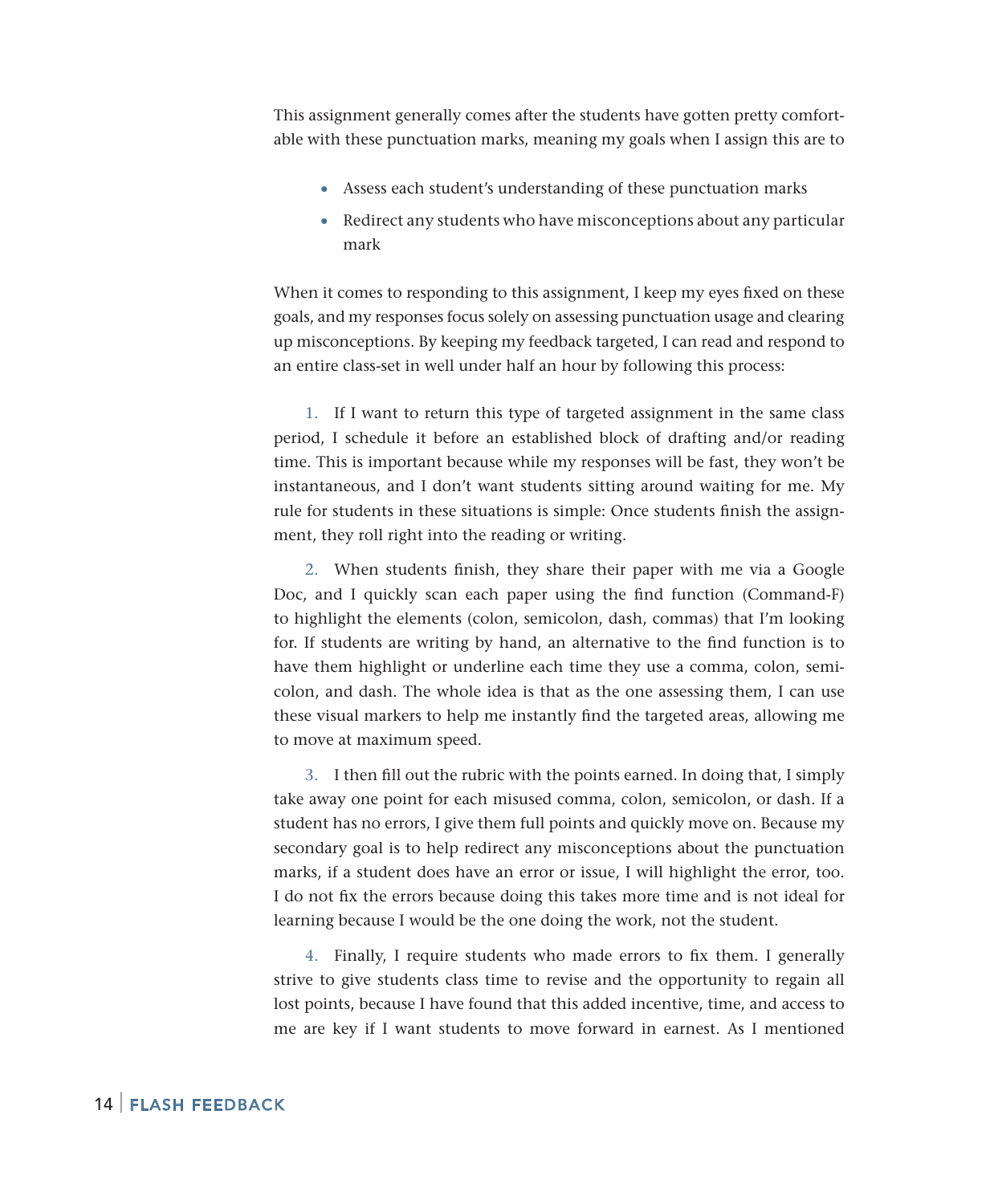This assignment generally comes after the students have gotten pretty comfortable with these punctuation marks, meaning my goals when I assign this are to

- Assess each student's understanding of these punctuation marks
- Redirect any students who have misconceptions about any particular mark

When it comes to responding to this assignment, I keep my eyes fixed on these goals, and my responses focus solely on assessing punctuation usage and clearing up misconceptions. By keeping my feedback targeted, I can read and respond to an entire class-set in well under half an hour by following this process:

1. If I want to return this type of targeted assignment in the same class period, I schedule it before an established block of drafting and/or reading time. This is important because while my responses will be fast, they won't be instantaneous, and I don't want students sitting around waiting for me. My rule for students in these situations is simple: Once students finish the assignment, they roll right into the reading or writing.

2. When students finish, they share their paper with me via a Google Doc, and I quickly scan each paper using the find function (Command-F) to highlight the elements (colon, semicolon, dash, commas) that I'm looking for. If students are writing by hand, an alternative to the find function is to have them highlight or underline each time they use a comma, colon, semicolon, and dash. The whole idea is that as the one assessing them, I can use these visual markers to help me instantly find the targeted areas, allowing me to move at maximum speed.

3. I then fill out the rubric with the points earned. In doing that, I simply take away one point for each misused comma, colon, semicolon, or dash. If a student has no errors, I give them full points and quickly move on. Because my secondary goal is to help redirect any misconceptions about the punctuation marks, if a student does have an error or issue, I will highlight the error, too. I do not fix the errors because doing this takes more time and is not ideal for learning because I would be the one doing the work, not the student.

4. Finally, I require students who made errors to fix them. I generally strive to give students class time to revise and the opportunity to regain all lost points, because I have found that this added incentive, time, and access to me are key if I want students to move forward in earnest. As I mentioned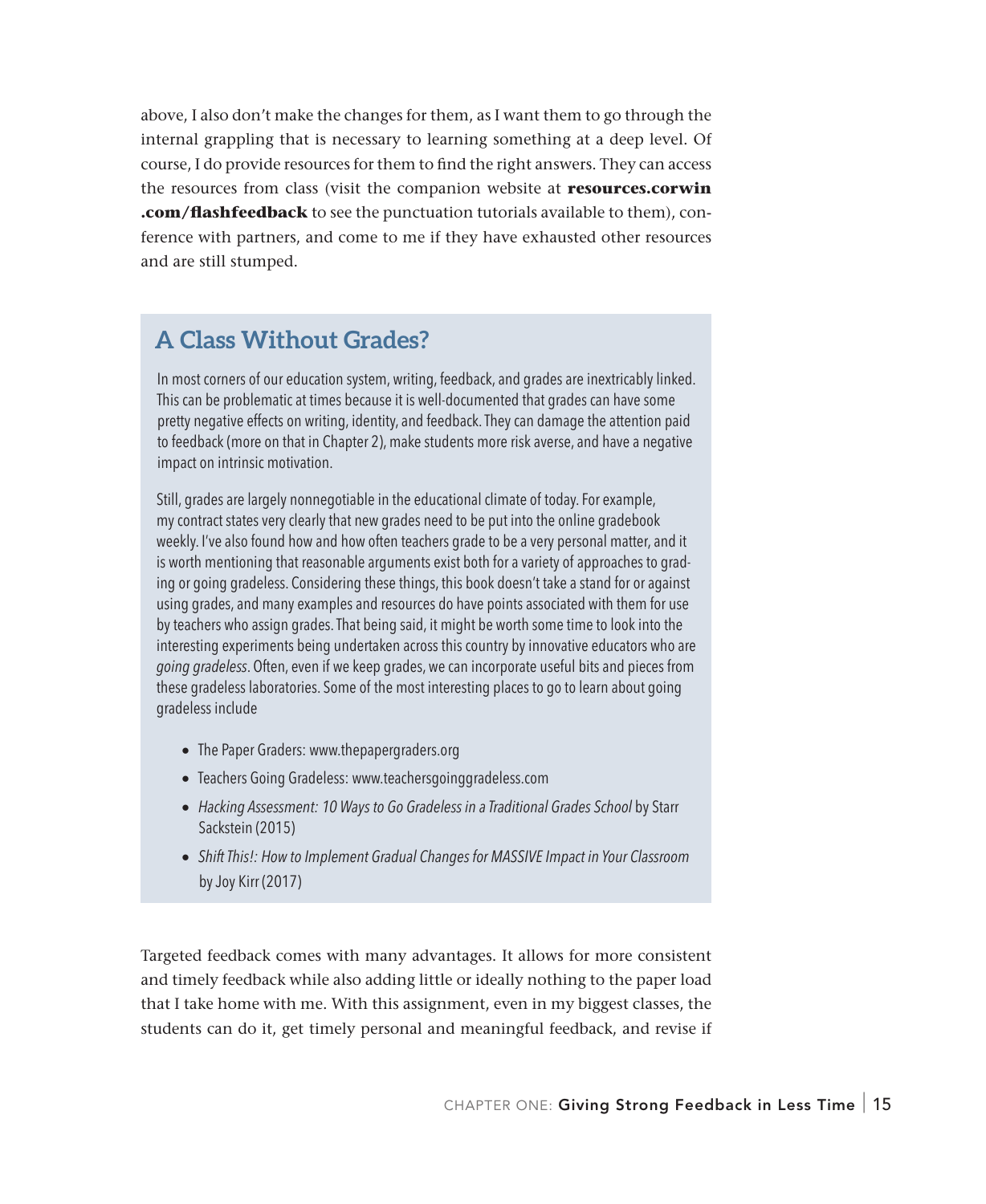above, I also don't make the changes for them, as I want them to go through the internal grappling that is necessary to learning something at a deep level. Of course, I do provide resources for them to find the right answers. They can access the resources from class (visit the companion website at **resources.corwin.com/flashfeedback** to see the punctuation tutorials available to them), conference with partners, and come to me if they have exhausted other resources and are still stumped.

## A Class Without Grades?

In most corners of our education system, writing, feedback, and grades are inextricably linked. This can be problematic at times because it is well-documented that grades can have some pretty negative effects on writing, identity, and feedback. They can damage the attention paid to feedback (more on that in Chapter 2), make students more risk averse, and have a negative impact on intrinsic motivation.

Still, grades are largely nonnegotiable in the educational climate of today. For example, my contract states very clearly that new grades need to be put into the online gradebook weekly. I've also found how and how often teachers grade to be a very personal matter, and it is worth mentioning that reasonable arguments exist both for a variety of approaches to grading or going gradeless. Considering these things, this book doesn't take a stand for or against using grades, and many examples and resources do have points associated with them for use by teachers who assign grades. That being said, it might be worth some time to look into the interesting experiments being undertaken across this country by innovative educators who are *going gradeless*. Often, even if we keep grades, we can incorporate useful bits and pieces from these gradeless laboratories. Some of the most interesting places to go to learn about going gradeless include

- The Paper Graders: www.thepapergraders.org
- Teachers Going Gradeless: www.teachersgoinggradeless.com
- *Hacking Assessment: 10 Ways to Go Gradeless in a Traditional Grades School* by Starr Sackstein (2015)
- *Shift This!: How to Implement Gradual Changes for MASSIVE Impact in Your Classroom* by Joy Kirr (2017)

Targeted feedback comes with many advantages. It allows for more consistent and timely feedback while also adding little or ideally nothing to the paper load that I take home with me. With this assignment, even in my biggest classes, the students can do it, get timely personal and meaningful feedback, and revise if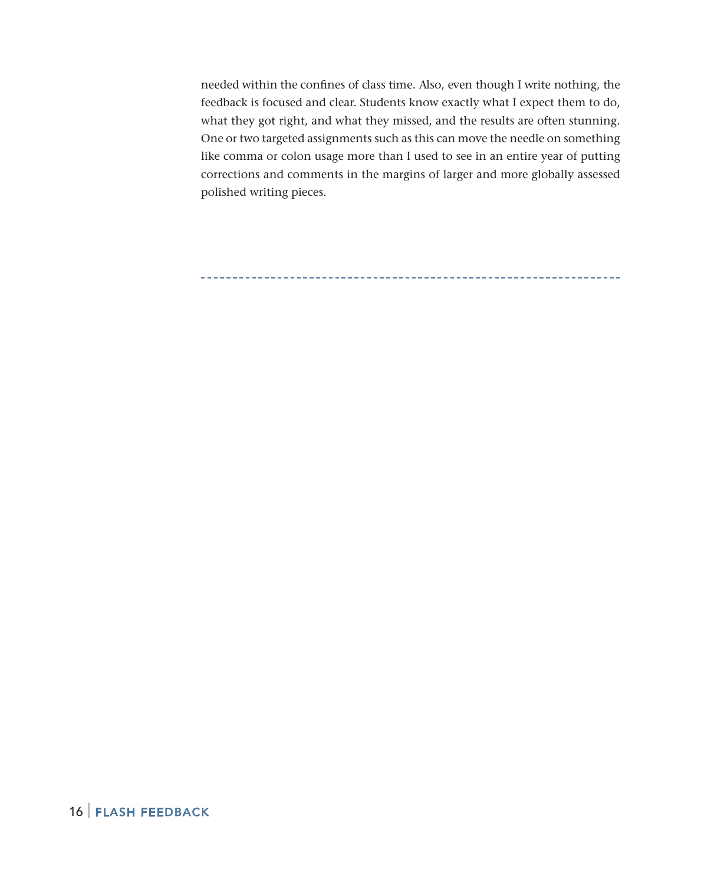needed within the confines of class time. Also, even though I write nothing, the feedback is focused and clear. Students know exactly what I expect them to do, what they got right, and what they missed, and the results are often stunning. One or two targeted assignments such as this can move the needle on something like comma or colon usage more than I used to see in an entire year of putting corrections and comments in the margins of larger and more globally assessed polished writing pieces.